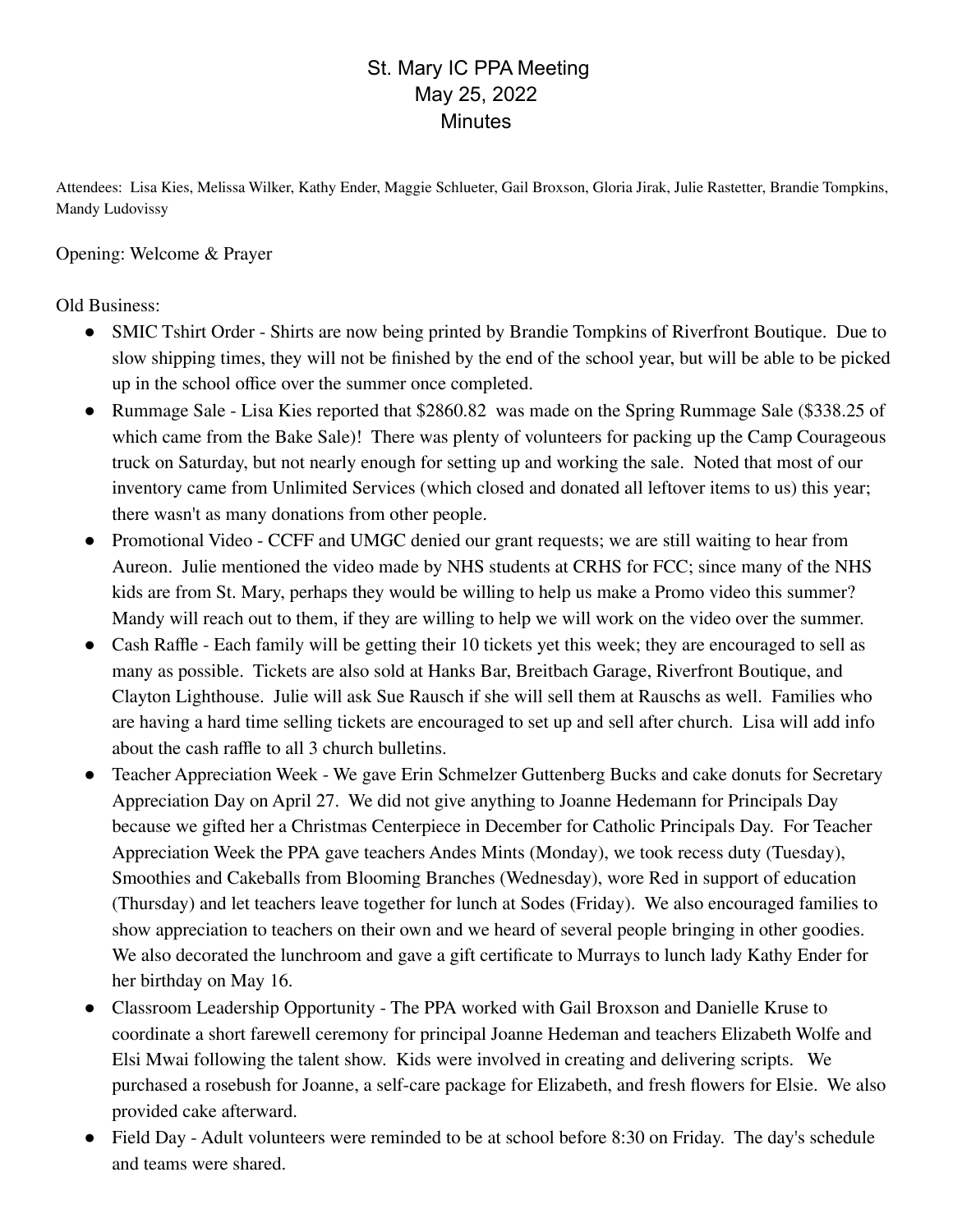# St. Mary IC PPA Meeting
# May 25, 2022
# Minutes

Attendees: Lisa Kies, Melissa Wilker, Kathy Ender, Maggie Schlueter, Gail Broxson, Gloria Jirak, Julie Rastetter, Brandie Tompkins, Mandy Ludovissy

Opening: Welcome & Prayer

Old Business:

- SMIC Tshirt Order - Shirts are now being printed by Brandie Tompkins of Riverfront Boutique. Due to slow shipping times, they will not be finished by the end of the school year, but will be able to be picked up in the school office over the summer once completed.
- Rummage Sale - Lisa Kies reported that $2860.82 was made on the Spring Rummage Sale ($338.25 of which came from the Bake Sale)! There was plenty of volunteers for packing up the Camp Courageous truck on Saturday, but not nearly enough for setting up and working the sale. Noted that most of our inventory came from Unlimited Services (which closed and donated all leftover items to us) this year; there wasn't as many donations from other people.
- Promotional Video - CCFF and UMGC denied our grant requests; we are still waiting to hear from Aureon. Julie mentioned the video made by NHS students at CRHS for FCC; since many of the NHS kids are from St. Mary, perhaps they would be willing to help us make a Promo video this summer? Mandy will reach out to them, if they are willing to help we will work on the video over the summer.
- Cash Raffle - Each family will be getting their 10 tickets yet this week; they are encouraged to sell as many as possible. Tickets are also sold at Hanks Bar, Breitbach Garage, Riverfront Boutique, and Clayton Lighthouse. Julie will ask Sue Rausch if she will sell them at Rauschs as well. Families who are having a hard time selling tickets are encouraged to set up and sell after church. Lisa will add info about the cash raffle to all 3 church bulletins.
- Teacher Appreciation Week - We gave Erin Schmelzer Guttenberg Bucks and cake donuts for Secretary Appreciation Day on April 27. We did not give anything to Joanne Hedemann for Principals Day because we gifted her a Christmas Centerpiece in December for Catholic Principals Day. For Teacher Appreciation Week the PPA gave teachers Andes Mints (Monday), we took recess duty (Tuesday), Smoothies and Cakeballs from Blooming Branches (Wednesday), wore Red in support of education (Thursday) and let teachers leave together for lunch at Sodes (Friday). We also encouraged families to show appreciation to teachers on their own and we heard of several people bringing in other goodies. We also decorated the lunchroom and gave a gift certificate to Murrays to lunch lady Kathy Ender for her birthday on May 16.
- Classroom Leadership Opportunity - The PPA worked with Gail Broxson and Danielle Kruse to coordinate a short farewell ceremony for principal Joanne Hedeman and teachers Elizabeth Wolfe and Elsi Mwai following the talent show. Kids were involved in creating and delivering scripts. We purchased a rosebush for Joanne, a self-care package for Elizabeth, and fresh flowers for Elsie. We also provided cake afterward.
- Field Day - Adult volunteers were reminded to be at school before 8:30 on Friday. The day's schedule and teams were shared.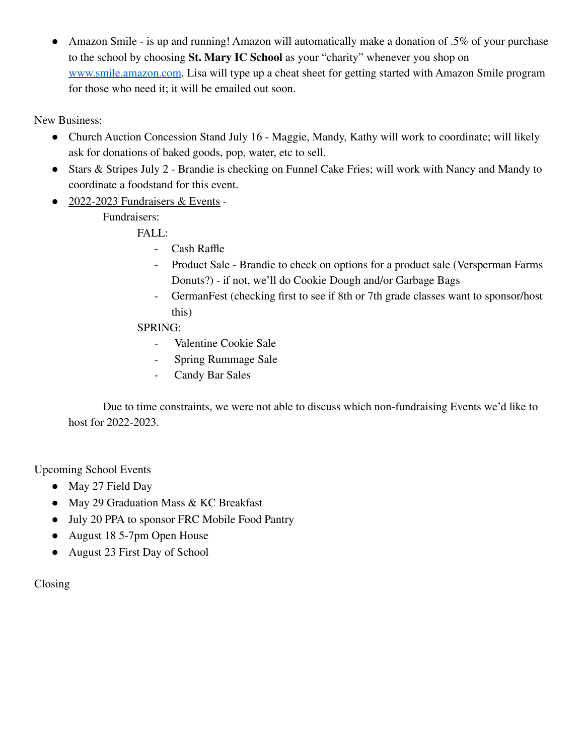- Amazon Smile - is up and running! Amazon will automatically make a donation of .5% of your purchase to the school by choosing **St. Mary IC School** as your "charity" whenever you shop on [www.smile.amazon.com](http://www.smile.amazon.com). Lisa will type up a cheat sheet for getting started with Amazon Smile program for those who need it; it will be emailed out soon.

New Business:

- Church Auction Concession Stand July 16 - Maggie, Mandy, Kathy will work to coordinate; will likely ask for donations of baked goods, pop, water, etc to sell.
- Stars & Stripes July 2 - Brandie is checking on Funnel Cake Fries; will work with Nancy and Mandy to coordinate a foodstand for this event.
- 2022-2023 Fundraisers & Events -

  Fundraisers:

  FALL:

  - Cash Raffle
  - Product Sale - Brandie to check on options for a product sale (Versperman Farms Donuts?) - if not, we'll do Cookie Dough and/or Garbage Bags
  - GermanFest (checking first to see if 8th or 7th grade classes want to sponsor/host this)

  SPRING:

  - Valentine Cookie Sale
  - Spring Rummage Sale
  - Candy Bar Sales

  Due to time constraints, we were not able to discuss which non-fundraising Events we'd like to host for 2022-2023.

Upcoming School Events

- May 27 Field Day
- May 29 Graduation Mass & KC Breakfast
- July 20 PPA to sponsor FRC Mobile Food Pantry
- August 18 5-7pm Open House
- August 23 First Day of School

Closing